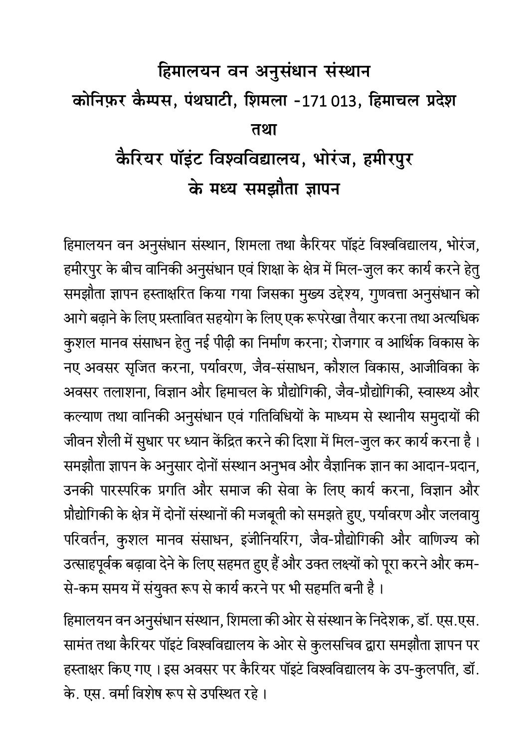# हिमालयन वन अनुसंधान संस्थान
# कोनिफ़र कैम्पस, पंथघाटी, शिमला -171 013, हिमाचल प्रदेश
# तथा
# कैरियर पॉइंट विश्वविद्यालय, भोरंज, हमीरपुर
# के मध्य समझौता ज्ञापन

हिमालयन वन अनुसंधान संस्थान, शिमला तथा कैरियर पॉइटं विश्वविद्यालय, भोरंज, हमीरपुर के बीच वानिकी अनुसंधान एवं शिक्षा के क्षेत्र में मिल-जुल कर कार्य करने हेतु समझौता ज्ञापन हस्ताक्षरित किया गया जिसका मुख्य उद्देश्य, गुणवत्ता अनुसंधान को आगे बढ़ाने के लिए प्रस्तावित सहयोग के लिए एक रूपरेखा तैयार करना तथा अत्यधिक कुशल मानव संसाधन हेतु नई पीढ़ी का निर्माण करना; रोजगार व आर्थिक विकास के नए अवसर सृजित करना, पर्यावरण, जैव-संसाधन, कौशल विकास, आजीविका के अवसर तलाशना, विज्ञान और हिमाचल के प्रौद्योगिकी, जैव-प्रौद्योगिकी, स्वास्थ्य और कल्याण तथा वानिकी अनुसंधान एवं गतिविधियों के माध्यम से स्थानीय समुदायों की जीवन शैली में सुधार पर ध्यान केंद्रित करने की दिशा में मिल-जुल कर कार्य करना है । समझौता ज्ञापन के अनुसार दोनों संस्थान अनुभव और वैज्ञानिक ज्ञान का आदान-प्रदान, उनकी पारस्परिक प्रगति और समाज की सेवा के लिए कार्य करना, विज्ञान और प्रौद्योगिकी के क्षेत्र में दोनों संस्थानों की मजबूती को समझते हुए, पर्यावरण और जलवायु परिवर्तन, कुशल मानव संसाधन, इंजीनियरिंग, जैव-प्रौद्योगिकी और वाणिज्य को उत्साहपूर्वक बढ़ावा देने के लिए सहमत हुए हैं और उक्त लक्ष्यों को पूरा करने और कम-से-कम समय में संयुक्त रूप से कार्य करने पर भी सहमति बनी है ।

हिमालयन वन अनुसंधान संस्थान, शिमला की ओर से संस्थान के निदेशक, डॉ. एस.एस. सामंत तथा कैरियर पॉइटं विश्वविद्यालय के ओर से कुलसचिव द्वारा समझौता ज्ञापन पर हस्ताक्षर किए गए । इस अवसर पर कैरियर पॉइटं विश्वविद्यालय के उप-कुलपति, डॉ. के. एस. वर्मा विशेष रूप से उपस्थित रहे ।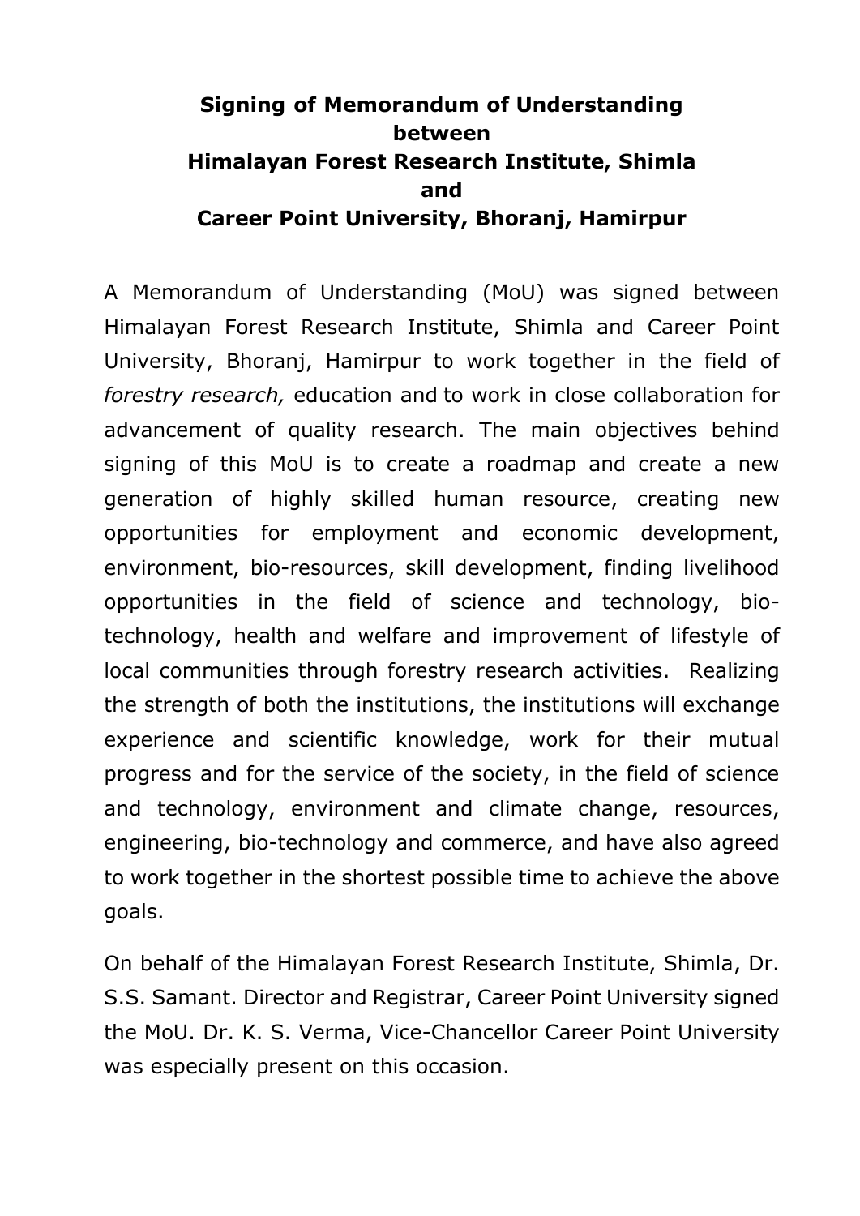**Signing of Memorandum of Understanding**
**between**
**Himalayan Forest Research Institute, Shimla**
**and**
**Career Point University, Bhoranj, Hamirpur**

A Memorandum of Understanding (MoU) was signed between Himalayan Forest Research Institute, Shimla and Career Point University, Bhoranj, Hamirpur to work together in the field of *forestry research,* education and to work in close collaboration for advancement of quality research. The main objectives behind signing of this MoU is to create a roadmap and create a new generation of highly skilled human resource, creating new opportunities for employment and economic development, environment, bio-resources, skill development, finding livelihood opportunities in the field of science and technology, bio-technology, health and welfare and improvement of lifestyle of local communities through forestry research activities. Realizing the strength of both the institutions, the institutions will exchange experience and scientific knowledge, work for their mutual progress and for the service of the society, in the field of science and technology, environment and climate change, resources, engineering, bio-technology and commerce, and have also agreed to work together in the shortest possible time to achieve the above goals.

On behalf of the Himalayan Forest Research Institute, Shimla, Dr. S.S. Samant. Director and Registrar, Career Point University signed the MoU. Dr. K. S. Verma, Vice-Chancellor Career Point University was especially present on this occasion.